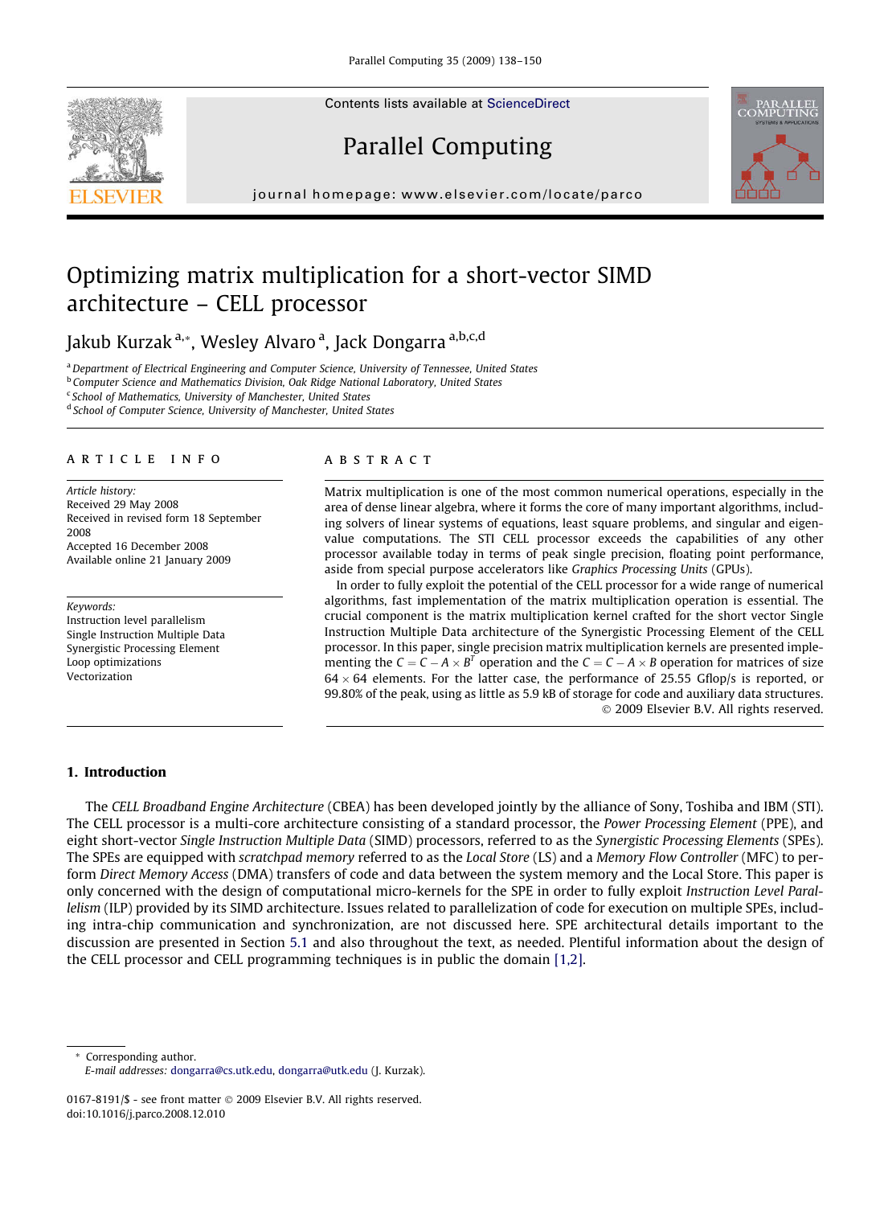# Optimizing matrix multiplication for a short-vector SIMD architecture – CELL processor

Jakub Kurzak [a,*], Wesley Alvaro [a], Jack Dongarra [a,b,c,d]

[a] Department of Electrical Engineering and Computer Science, University of Tennessee, United States
[b] Computer Science and Mathematics Division, Oak Ridge National Laboratory, United States
[c] School of Mathematics, University of Manchester, United States
[d] School of Computer Science, University of Manchester, United States

## ARTICLE INFO

*Article history:*
Received 29 May 2008
Received in revised form 18 September 2008
Accepted 16 December 2008
Available online 21 January 2009

*Keywords:*
Instruction level parallelism
Single Instruction Multiple Data
Synergistic Processing Element
Loop optimizations
Vectorization

## ABSTRACT

Matrix multiplication is one of the most common numerical operations, especially in the area of dense linear algebra, where it forms the core of many important algorithms, including solvers of linear systems of equations, least square problems, and singular and eigenvalue computations. The STI CELL processor exceeds the capabilities of any other processor available today in terms of peak single precision, floating point performance, aside from special purpose accelerators like *Graphics Processing Units* (GPUs).

In order to fully exploit the potential of the CELL processor for a wide range of numerical algorithms, fast implementation of the matrix multiplication operation is essential. The crucial component is the matrix multiplication kernel crafted for the short vector Single Instruction Multiple Data architecture of the Synergistic Processing Element of the CELL processor. In this paper, single precision matrix multiplication kernels are presented implementing the $C = C - A \times B^T$ operation and the $C = C - A \times B$ operation for matrices of size $64 \times 64$ elements. For the latter case, the performance of 25.55 Gflop/s is reported, or 99.80% of the peak, using as little as 5.9 kB of storage for code and auxiliary data structures.

© 2009 Elsevier B.V. All rights reserved.

## 1. Introduction

The *CELL Broadband Engine Architecture* (CBEA) has been developed jointly by the alliance of Sony, Toshiba and IBM (STI). The CELL processor is a multi-core architecture consisting of a standard processor, the *Power Processing Element* (PPE), and eight short-vector *Single Instruction Multiple Data* (SIMD) processors, referred to as the *Synergistic Processing Elements* (SPEs). The SPEs are equipped with *scratchpad memory* referred to as the *Local Store* (LS) and a *Memory Flow Controller* (MFC) to perform *Direct Memory Access* (DMA) transfers of code and data between the system memory and the Local Store. This paper is only concerned with the design of computational micro-kernels for the SPE in order to fully exploit *Instruction Level Parallelism* (ILP) provided by its SIMD architecture. Issues related to parallelization of code for execution on multiple SPEs, including intra-chip communication and synchronization, are not discussed here. SPE architectural details important to the discussion are presented in Section 5.1 and also throughout the text, as needed. Plentiful information about the design of the CELL processor and CELL programming techniques is in public the domain [1,2].

---

* Corresponding author.
*E-mail addresses:* dongarra@cs.utk.edu, dongarra@utk.edu (J. Kurzak).

0167-8191/$ - see front matter © 2009 Elsevier B.V. All rights reserved.
doi:10.1016/j.parco.2008.12.010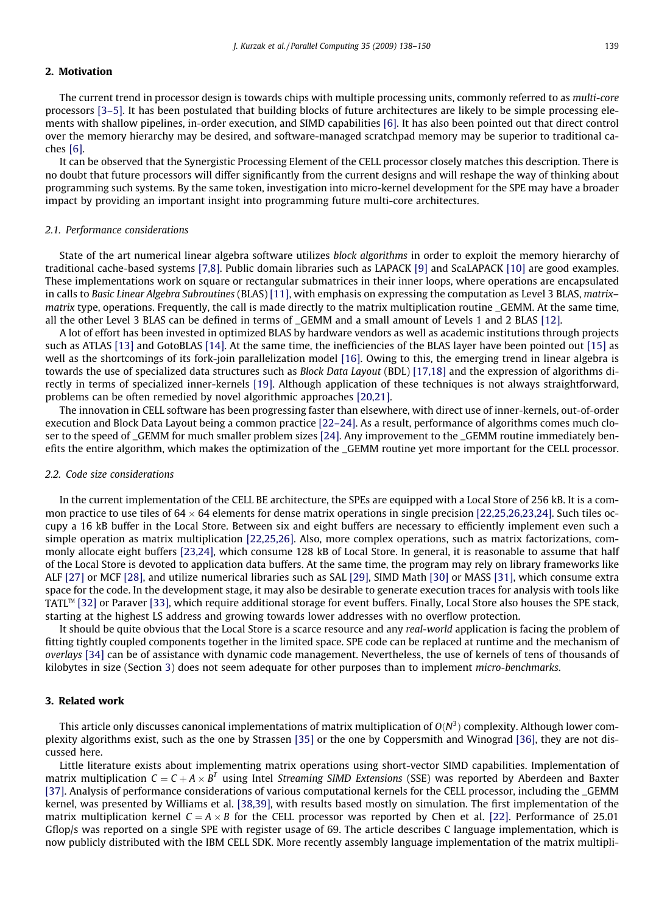## 2. Motivation

The current trend in processor design is towards chips with multiple processing units, commonly referred to as *multi-core* processors [3–5]. It has been postulated that building blocks of future architectures are likely to be simple processing elements with shallow pipelines, in-order execution, and SIMD capabilities [6]. It has also been pointed out that direct control over the memory hierarchy may be desired, and software-managed scratchpad memory may be superior to traditional caches [6].

It can be observed that the Synergistic Processing Element of the CELL processor closely matches this description. There is no doubt that future processors will differ significantly from the current designs and will reshape the way of thinking about programming such systems. By the same token, investigation into micro-kernel development for the SPE may have a broader impact by providing an important insight into programming future multi-core architectures.

### 2.1. Performance considerations

State of the art numerical linear algebra software utilizes *block algorithms* in order to exploit the memory hierarchy of traditional cache-based systems [7,8]. Public domain libraries such as LAPACK [9] and ScaLAPACK [10] are good examples. These implementations work on square or rectangular submatrices in their inner loops, where operations are encapsulated in calls to *Basic Linear Algebra Subroutines* (BLAS) [11], with emphasis on expressing the computation as Level 3 BLAS, *matrix–matrix* type, operations. Frequently, the call is made directly to the matrix multiplication routine _GEMM. At the same time, all the other Level 3 BLAS can be defined in terms of _GEMM and a small amount of Levels 1 and 2 BLAS [12].

A lot of effort has been invested in optimized BLAS by hardware vendors as well as academic institutions through projects such as ATLAS [13] and GotoBLAS [14]. At the same time, the inefficiencies of the BLAS layer have been pointed out [15] as well as the shortcomings of its fork-join parallelization model [16]. Owing to this, the emerging trend in linear algebra is towards the use of specialized data structures such as *Block Data Layout* (BDL) [17,18] and the expression of algorithms directly in terms of specialized inner-kernels [19]. Although application of these techniques is not always straightforward, problems can be often remedied by novel algorithmic approaches [20,21].

The innovation in CELL software has been progressing faster than elsewhere, with direct use of inner-kernels, out-of-order execution and Block Data Layout being a common practice [22–24]. As a result, performance of algorithms comes much closer to the speed of _GEMM for much smaller problem sizes [24]. Any improvement to the _GEMM routine immediately benefits the entire algorithm, which makes the optimization of the _GEMM routine yet more important for the CELL processor.

### 2.2. Code size considerations

In the current implementation of the CELL BE architecture, the SPEs are equipped with a Local Store of 256 kB. It is a common practice to use tiles of $64 \times 64$ elements for dense matrix operations in single precision [22,25,26,23,24]. Such tiles occupy a 16 kB buffer in the Local Store. Between six and eight buffers are necessary to efficiently implement even such a simple operation as matrix multiplication [22,25,26]. Also, more complex operations, such as matrix factorizations, commonly allocate eight buffers [23,24], which consume 128 kB of Local Store. In general, it is reasonable to assume that half of the Local Store is devoted to application data buffers. At the same time, the program may rely on library frameworks like ALF [27] or MCF [28], and utilize numerical libraries such as SAL [29], SIMD Math [30] or MASS [31], which consume extra space for the code. In the development stage, it may also be desirable to generate execution traces for analysis with tools like TATL™ [32] or Paraver [33], which require additional storage for event buffers. Finally, Local Store also houses the SPE stack, starting at the highest LS address and growing towards lower addresses with no overflow protection.

It should be quite obvious that the Local Store is a scarce resource and any *real-world* application is facing the problem of fitting tightly coupled components together in the limited space. SPE code can be replaced at runtime and the mechanism of *overlays* [34] can be of assistance with dynamic code management. Nevertheless, the use of kernels of tens of thousands of kilobytes in size (Section 3) does not seem adequate for other purposes than to implement *micro-benchmarks*.

## 3. Related work

This article only discusses canonical implementations of matrix multiplication of $O(N^3)$ complexity. Although lower complexity algorithms exist, such as the one by Strassen [35] or the one by Coppersmith and Winograd [36], they are not discussed here.

Little literature exists about implementing matrix operations using short-vector SIMD capabilities. Implementation of matrix multiplication $C = C + A \times B^T$ using Intel *Streaming SIMD Extensions* (SSE) was reported by Aberdeen and Baxter [37]. Analysis of performance considerations of various computational kernels for the CELL processor, including the _GEMM kernel, was presented by Williams et al. [38,39], with results based mostly on simulation. The first implementation of the matrix multiplication kernel $C = A \times B$ for the CELL processor was reported by Chen et al. [22]. Performance of 25.01 Gflop/s was reported on a single SPE with register usage of 69. The article describes C language implementation, which is now publicly distributed with the IBM CELL SDK. More recently assembly language implementation of the matrix multipli-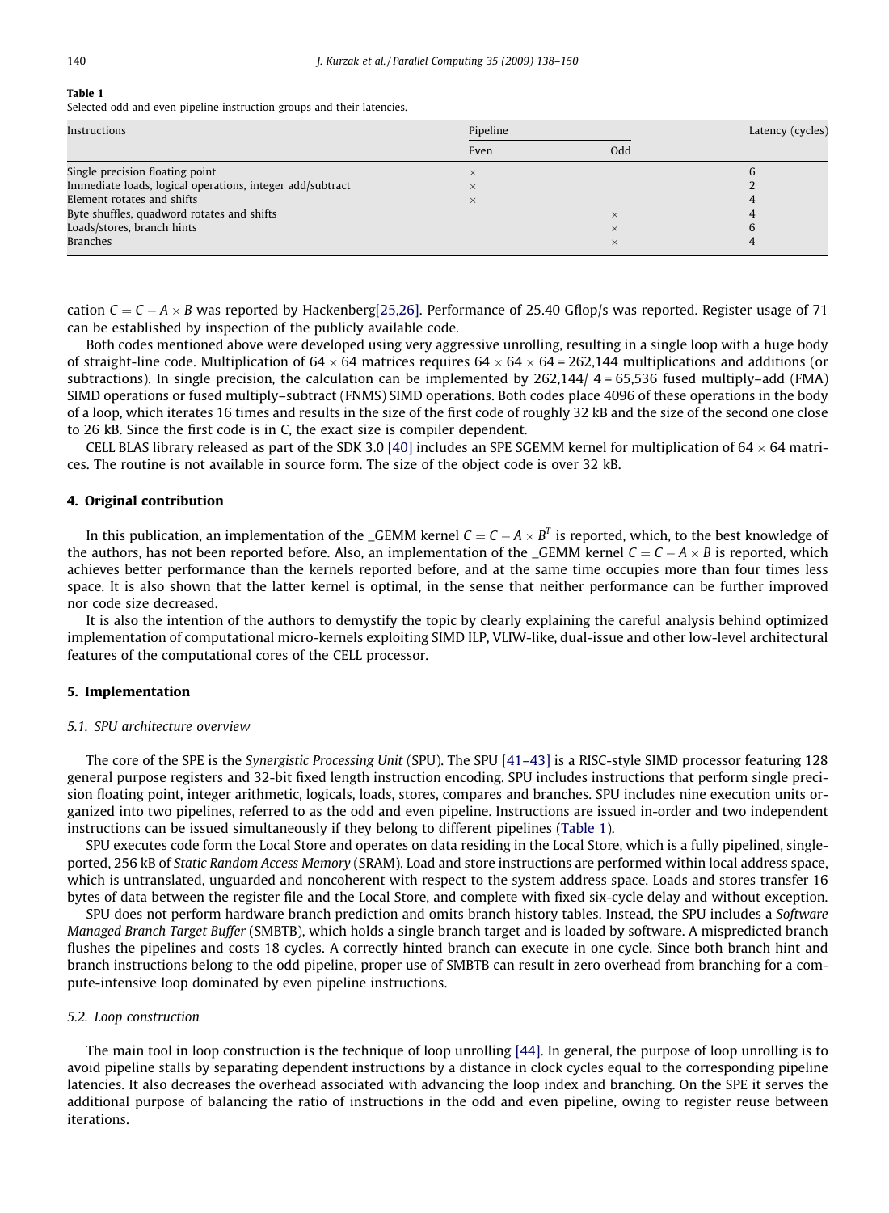**Table 1**
Selected odd and even pipeline instruction groups and their latencies.

| Instructions | Pipeline | | Latency (cycles) |
|---|---|---|---|
| | Even | Odd | |
| Single precision floating point | × | | 6 |
| Immediate loads, logical operations, integer add/subtract | × | | 2 |
| Element rotates and shifts | × | | 4 |
| Byte shuffles, quadword rotates and shifts | | × | 4 |
| Loads/stores, branch hints | | × | 6 |
| Branches | | × | 4 |

cation $C = C - A \times B$ was reported by Hackenberg[25,26]. Performance of 25.40 Gflop/s was reported. Register usage of 71 can be established by inspection of the publicly available code.

Both codes mentioned above were developed using very aggressive unrolling, resulting in a single loop with a huge body of straight-line code. Multiplication of $64 \times 64$ matrices requires $64 \times 64 \times 64 = 262{,}144$ multiplications and additions (or subtractions). In single precision, the calculation can be implemented by $262{,}144/\ 4 = 65{,}536$ fused multiply–add (FMA) SIMD operations or fused multiply–subtract (FNMS) SIMD operations. Both codes place 4096 of these operations in the body of a loop, which iterates 16 times and results in the size of the first code of roughly 32 kB and the size of the second one close to 26 kB. Since the first code is in C, the exact size is compiler dependent.

CELL BLAS library released as part of the SDK 3.0 [40] includes an SPE SGEMM kernel for multiplication of $64 \times 64$ matrices. The routine is not available in source form. The size of the object code is over 32 kB.

## 4. Original contribution

In this publication, an implementation of the _GEMM kernel $C = C - A \times B^T$ is reported, which, to the best knowledge of the authors, has not been reported before. Also, an implementation of the _GEMM kernel $C = C - A \times B$ is reported, which achieves better performance than the kernels reported before, and at the same time occupies more than four times less space. It is also shown that the latter kernel is optimal, in the sense that neither performance can be further improved nor code size decreased.

It is also the intention of the authors to demystify the topic by clearly explaining the careful analysis behind optimized implementation of computational micro-kernels exploiting SIMD ILP, VLIW-like, dual-issue and other low-level architectural features of the computational cores of the CELL processor.

## 5. Implementation

### 5.1. SPU architecture overview

The core of the SPE is the *Synergistic Processing Unit* (SPU). The SPU [41–43] is a RISC-style SIMD processor featuring 128 general purpose registers and 32-bit fixed length instruction encoding. SPU includes instructions that perform single precision floating point, integer arithmetic, logicals, loads, stores, compares and branches. SPU includes nine execution units organized into two pipelines, referred to as the odd and even pipeline. Instructions are issued in-order and two independent instructions can be issued simultaneously if they belong to different pipelines (Table 1).

SPU executes code form the Local Store and operates on data residing in the Local Store, which is a fully pipelined, single-ported, 256 kB of *Static Random Access Memory* (SRAM). Load and store instructions are performed within local address space, which is untranslated, unguarded and noncoherent with respect to the system address space. Loads and stores transfer 16 bytes of data between the register file and the Local Store, and complete with fixed six-cycle delay and without exception.

SPU does not perform hardware branch prediction and omits branch history tables. Instead, the SPU includes a *Software Managed Branch Target Buffer* (SMBTB), which holds a single branch target and is loaded by software. A mispredicted branch flushes the pipelines and costs 18 cycles. A correctly hinted branch can execute in one cycle. Since both branch hint and branch instructions belong to the odd pipeline, proper use of SMBTB can result in zero overhead from branching for a compute-intensive loop dominated by even pipeline instructions.

### 5.2. Loop construction

The main tool in loop construction is the technique of loop unrolling [44]. In general, the purpose of loop unrolling is to avoid pipeline stalls by separating dependent instructions by a distance in clock cycles equal to the corresponding pipeline latencies. It also decreases the overhead associated with advancing the loop index and branching. On the SPE it serves the additional purpose of balancing the ratio of instructions in the odd and even pipeline, owing to register reuse between iterations.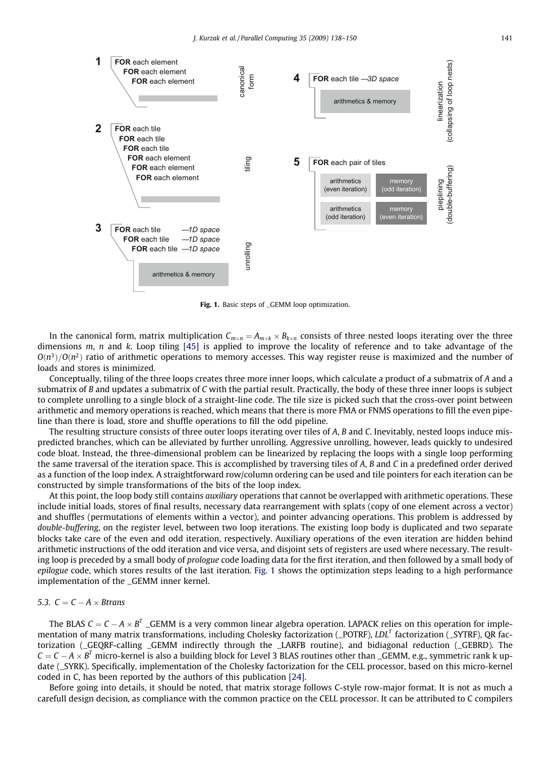1

**FOR** each element
**FOR** each element
**FOR** each element

canonical form

2

**FOR** each tile
**FOR** each tile
**FOR** each tile
**FOR** each element
**FOR** each element
**FOR** each element

tiling

3

**FOR** each tile —*1D space*
**FOR** each tile —*1D space*
**FOR** each tile —*1D space*

arithmetics & memory

unrolling

4

**FOR** each tile —*3D space*

arithmetics & memory

linearization (collapsing of loop nests)

5

**FOR** each pair of tiles

arithmetics (even iteration)

memory (odd iteration)

arithmetics (odd iteration)

memory (even iteration)

pieplining (double-buffering)

**Fig. 1.** Basic steps of _GEMM loop optimization.

In the canonical form, matrix multiplication $C_{m \times n} = A_{m \times k} \times B_{k \times n}$ consists of three nested loops iterating over the three dimensions $m$, $n$ and $k$. Loop tiling [45] is applied to improve the locality of reference and to take advantage of the $O(n^3)/O(n^2)$ ratio of arithmetic operations to memory accesses. This way register reuse is maximized and the number of loads and stores is minimized.

Conceptually, tiling of the three loops creates three more inner loops, which calculate a product of a submatrix of $A$ and a submatrix of $B$ and updates a submatrix of $C$ with the partial result. Practically, the body of these three inner loops is subject to complete unrolling to a single block of a straight-line code. The tile size is picked such that the cross-over point between arithmetic and memory operations is reached, which means that there is more FMA or FNMS operations to fill the even pipeline than there is load, store and shuffle operations to fill the odd pipeline.

The resulting structure consists of three outer loops iterating over tiles of $A$, $B$ and $C$. Inevitably, nested loops induce mispredicted branches, which can be alleviated by further unrolling. Aggressive unrolling, however, leads quickly to undesired code bloat. Instead, the three-dimensional problem can be linearized by replacing the loops with a single loop performing the same traversal of the iteration space. This is accomplished by traversing tiles of $A$, $B$ and $C$ in a predefined order derived as a function of the loop index. A straightforward row/column ordering can be used and tile pointers for each iteration can be constructed by simple transformations of the bits of the loop index.

At this point, the loop body still contains *auxiliary* operations that cannot be overlapped with arithmetic operations. These include initial loads, stores of final results, necessary data rearrangement with splats (copy of one element across a vector) and shuffles (permutations of elements within a vector), and pointer advancing operations. This problem is addressed by *double-buffering*, on the register level, between two loop iterations. The existing loop body is duplicated and two separate blocks take care of the even and odd iteration, respectively. Auxiliary operations of the even iteration are hidden behind arithmetic instructions of the odd iteration and vice versa, and disjoint sets of registers are used where necessary. The resulting loop is preceded by a small body of *prologue* code loading data for the first iteration, and then followed by a small body of *epilogue* code, which stores results of the last iteration. Fig. 1 shows the optimization steps leading to a high performance implementation of the _GEMM inner kernel.

### 5.3. $C = C - A \times Btrans$

The BLAS $C = C - A \times B^T$ _GEMM is a very common linear algebra operation. LAPACK relies on this operation for implementation of many matrix transformations, including Cholesky factorization (_POTRF), $LDL^T$ factorization (_SYTRF), QR factorization (_GEQRF-calling _GEMM indirectly through the _LARFB routine), and bidiagonal reduction (_GEBRD). The $C = C - A \times B^T$ micro-kernel is also a building block for Level 3 BLAS routines other than _GEMM, e.g., symmetric rank k update (_SYRK). Specifically, implementation of the Cholesky factorization for the CELL processor, based on this micro-kernel coded in C, has been reported by the authors of this publication [24].

Before going into details, it should be noted, that matrix storage follows C-style row-major format. It is not as much a carefull design decision, as compliance with the common practice on the CELL processor. It can be attributed to C compilers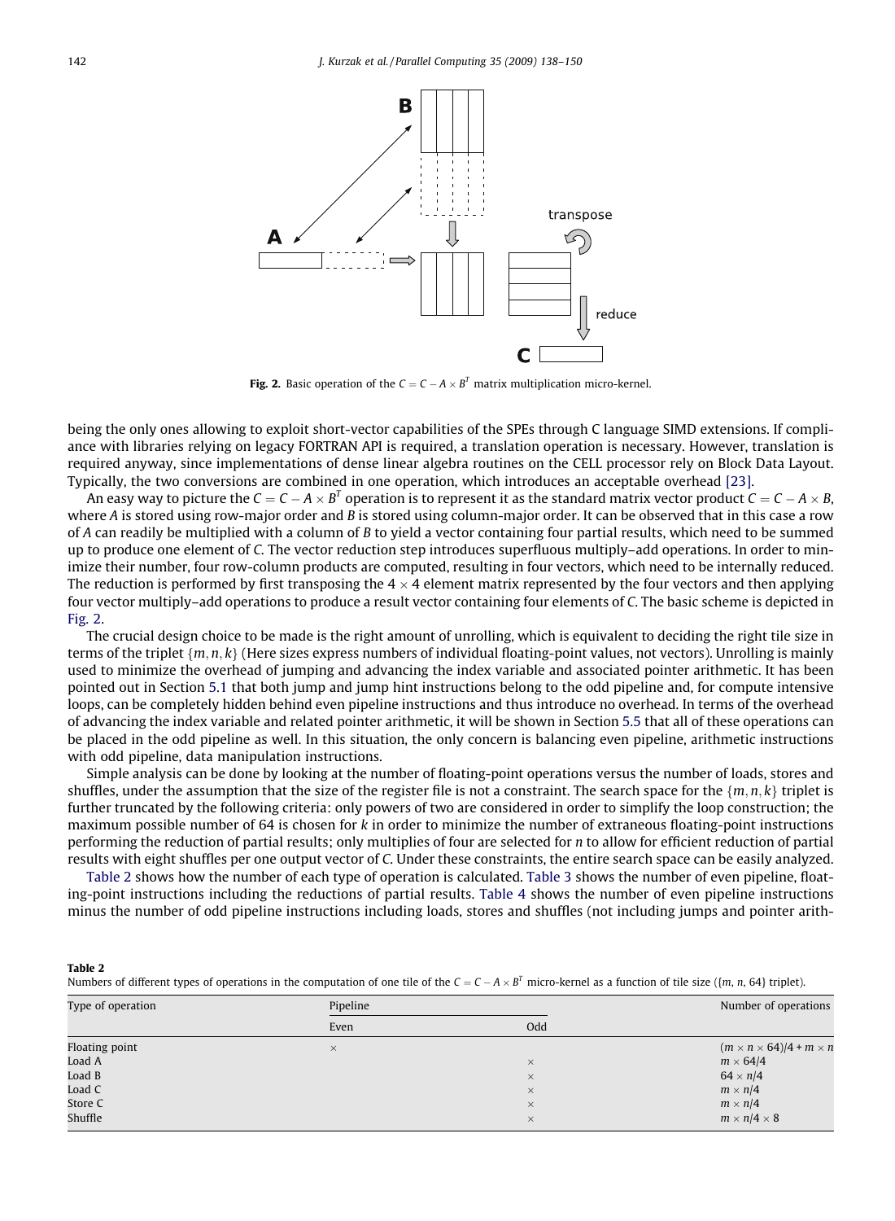B

A

transpose

reduce

C

**Fig. 2.** Basic operation of the $C = C - A \times B^T$ matrix multiplication micro-kernel.

being the only ones allowing to exploit short-vector capabilities of the SPEs through C language SIMD extensions. If compliance with libraries relying on legacy FORTRAN API is required, a translation operation is necessary. However, translation is required anyway, since implementations of dense linear algebra routines on the CELL processor rely on Block Data Layout. Typically, the two conversions are combined in one operation, which introduces an acceptable overhead [23].

An easy way to picture the $C = C - A \times B^T$ operation is to represent it as the standard matrix vector product $C = C - A \times B$, where $A$ is stored using row-major order and $B$ is stored using column-major order. It can be observed that in this case a row of $A$ can readily be multiplied with a column of $B$ to yield a vector containing four partial results, which need to be summed up to produce one element of $C$. The vector reduction step introduces superfluous multiply–add operations. In order to minimize their number, four row-column products are computed, resulting in four vectors, which need to be internally reduced. The reduction is performed by first transposing the $4 \times 4$ element matrix represented by the four vectors and then applying four vector multiply–add operations to produce a result vector containing four elements of $C$. The basic scheme is depicted in Fig. 2.

The crucial design choice to be made is the right amount of unrolling, which is equivalent to deciding the right tile size in terms of the triplet $\{m, n, k\}$ (Here sizes express numbers of individual floating-point values, not vectors). Unrolling is mainly used to minimize the overhead of jumping and advancing the index variable and associated pointer arithmetic. It has been pointed out in Section 5.1 that both jump and jump hint instructions belong to the odd pipeline and, for compute intensive loops, can be completely hidden behind even pipeline instructions and thus introduce no overhead. In terms of the overhead of advancing the index variable and related pointer arithmetic, it will be shown in Section 5.5 that all of these operations can be placed in the odd pipeline as well. In this situation, the only concern is balancing even pipeline, arithmetic instructions with odd pipeline, data manipulation instructions.

Simple analysis can be done by looking at the number of floating-point operations versus the number of loads, stores and shuffles, under the assumption that the size of the register file is not a constraint. The search space for the $\{m, n, k\}$ triplet is further truncated by the following criteria: only powers of two are considered in order to simplify the loop construction; the maximum possible number of 64 is chosen for $k$ in order to minimize the number of extraneous floating-point instructions performing the reduction of partial results; only multiplies of four are selected for $n$ to allow for efficient reduction of partial results with eight shuffles per one output vector of $C$. Under these constraints, the entire search space can be easily analyzed.

Table 2 shows how the number of each type of operation is calculated. Table 3 shows the number of even pipeline, floating-point instructions including the reductions of partial results. Table 4 shows the number of even pipeline instructions minus the number of odd pipeline instructions including loads, stores and shuffles (not including jumps and pointer arith-

**Table 2**
Numbers of different types of operations in the computation of one tile of the $C = C - A \times B^T$ micro-kernel as a function of tile size ($\{m, n, 64\}$ triplet).

| Type of operation | Pipeline | | Number of operations |
|---|---|---|---|
| | Even | Odd | |
| Floating point | × | | $(m \times n \times 64)/4 + m \times n$ |
| Load A | | × | $m \times 64/4$ |
| Load B | | × | $64 \times n/4$ |
| Load C | | × | $m \times n/4$ |
| Store C | | × | $m \times n/4$ |
| Shuffle | | × | $m \times n/4 \times 8$ |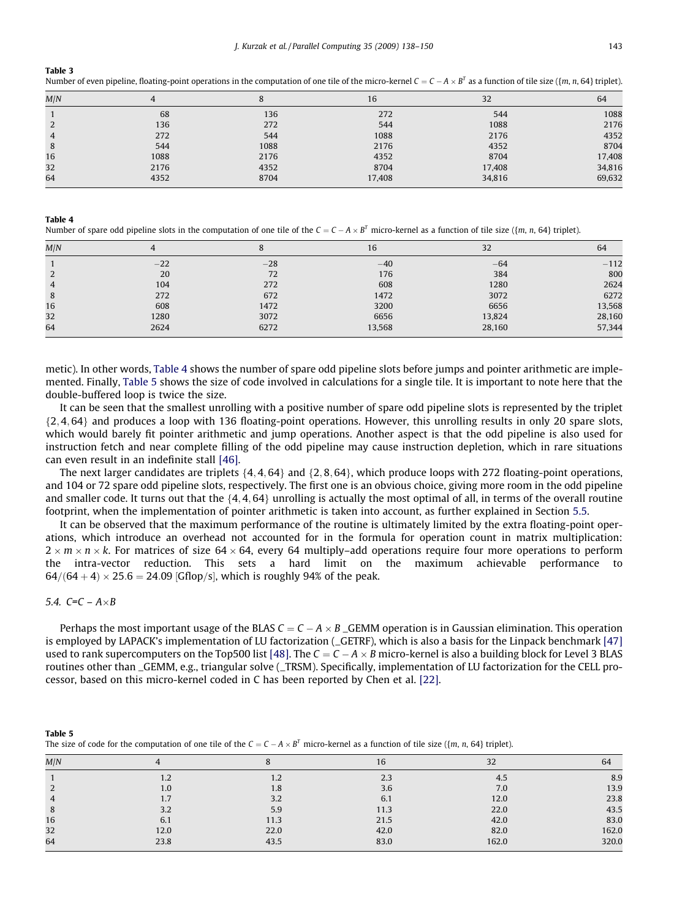**Table 3**
Number of even pipeline, floating-point operations in the computation of one tile of the micro-kernel $C = C - A \times B^T$ as a function of tile size ({m, n, 64} triplet).

| M/N | 4 | 8 | 16 | 32 | 64 |
|---|---|---|---|---|---|
| 1 | 68 | 136 | 272 | 544 | 1088 |
| 2 | 136 | 272 | 544 | 1088 | 2176 |
| 4 | 272 | 544 | 1088 | 2176 | 4352 |
| 8 | 544 | 1088 | 2176 | 4352 | 8704 |
| 16 | 1088 | 2176 | 4352 | 8704 | 17,408 |
| 32 | 2176 | 4352 | 8704 | 17,408 | 34,816 |
| 64 | 4352 | 8704 | 17,408 | 34,816 | 69,632 |

**Table 4**
Number of spare odd pipeline slots in the computation of one tile of the $C = C - A \times B^T$ micro-kernel as a function of tile size ({m, n, 64} triplet).

| M/N | 4 | 8 | 16 | 32 | 64 |
|---|---|---|---|---|---|
| 1 | −22 | −28 | −40 | −64 | −112 |
| 2 | 20 | 72 | 176 | 384 | 800 |
| 4 | 104 | 272 | 608 | 1280 | 2624 |
| 8 | 272 | 672 | 1472 | 3072 | 6272 |
| 16 | 608 | 1472 | 3200 | 6656 | 13,568 |
| 32 | 1280 | 3072 | 6656 | 13,824 | 28,160 |
| 64 | 2624 | 6272 | 13,568 | 28,160 | 57,344 |

metic). In other words, Table 4 shows the number of spare odd pipeline slots before jumps and pointer arithmetic are implemented. Finally, Table 5 shows the size of code involved in calculations for a single tile. It is important to note here that the double-buffered loop is twice the size.

It can be seen that the smallest unrolling with a positive number of spare odd pipeline slots is represented by the triplet $\{2, 4, 64\}$ and produces a loop with 136 floating-point operations. However, this unrolling results in only 20 spare slots, which would barely fit pointer arithmetic and jump operations. Another aspect is that the odd pipeline is also used for instruction fetch and near complete filling of the odd pipeline may cause instruction depletion, which in rare situations can even result in an indefinite stall [46].

The next larger candidates are triplets $\{4, 4, 64\}$ and $\{2, 8, 64\}$, which produce loops with 272 floating-point operations, and 104 or 72 spare odd pipeline slots, respectively. The first one is an obvious choice, giving more room in the odd pipeline and smaller code. It turns out that the $\{4, 4, 64\}$ unrolling is actually the most optimal of all, in terms of the overall routine footprint, when the implementation of pointer arithmetic is taken into account, as further explained in Section 5.5.

It can be observed that the maximum performance of the routine is ultimately limited by the extra floating-point operations, which introduce an overhead not accounted for in the formula for operation count in matrix multiplication: $2 \times m \times n \times k$. For matrices of size $64 \times 64$, every 64 multiply–add operations require four more operations to perform the intra-vector reduction. This sets a hard limit on the maximum achievable performance to $64/(64 + 4) \times 25.6 = 24.09$ [Gflop/s], which is roughly 94% of the peak.

### 5.4. $C = C - A \times B$

Perhaps the most important usage of the BLAS $C = C - A \times B$ _GEMM operation is in Gaussian elimination. This operation is employed by LAPACK's implementation of LU factorization (_GETRF), which is also a basis for the Linpack benchmark [47] used to rank supercomputers on the Top500 list [48]. The $C = C - A \times B$ micro-kernel is also a building block for Level 3 BLAS routines other than _GEMM, e.g., triangular solve (_TRSM). Specifically, implementation of LU factorization for the CELL processor, based on this micro-kernel coded in C has been reported by Chen et al. [22].

**Table 5**
The size of code for the computation of one tile of the $C = C - A \times B^T$ micro-kernel as a function of tile size ({m, n, 64} triplet).

| M/N | 4 | 8 | 16 | 32 | 64 |
|---|---|---|---|---|---|
| 1 | 1.2 | 1.2 | 2.3 | 4.5 | 8.9 |
| 2 | 1.0 | 1.8 | 3.6 | 7.0 | 13.9 |
| 4 | 1.7 | 3.2 | 6.1 | 12.0 | 23.8 |
| 8 | 3.2 | 5.9 | 11.3 | 22.0 | 43.5 |
| 16 | 6.1 | 11.3 | 21.5 | 42.0 | 83.0 |
| 32 | 12.0 | 22.0 | 42.0 | 82.0 | 162.0 |
| 64 | 23.8 | 43.5 | 83.0 | 162.0 | 320.0 |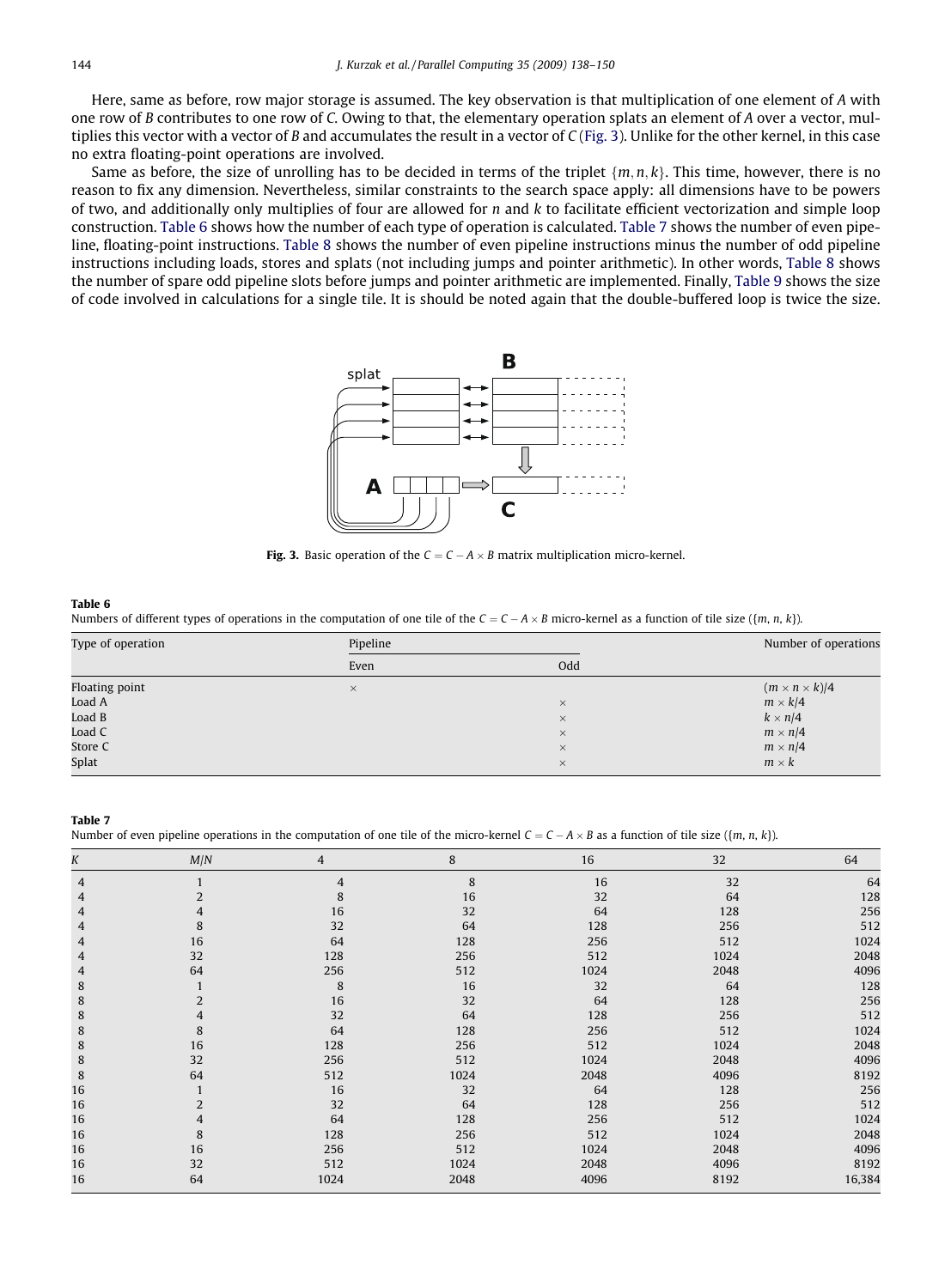Here, same as before, row major storage is assumed. The key observation is that multiplication of one element of $A$ with one row of $B$ contributes to one row of $C$. Owing to that, the elementary operation splats an element of $A$ over a vector, multiplies this vector with a vector of $B$ and accumulates the result in a vector of $C$ (Fig. 3). Unlike for the other kernel, in this case no extra floating-point operations are involved.

Same as before, the size of unrolling has to be decided in terms of the triplet $\{m, n, k\}$. This time, however, there is no reason to fix any dimension. Nevertheless, similar constraints to the search space apply: all dimensions have to be powers of two, and additionally only multiples of four are allowed for $n$ and $k$ to facilitate efficient vectorization and simple loop construction. Table 6 shows how the number of each type of operation is calculated. Table 7 shows the number of even pipeline, floating-point instructions. Table 8 shows the number of even pipeline instructions minus the number of odd pipeline instructions including loads, stores and splats (not including jumps and pointer arithmetic). In other words, Table 8 shows the number of spare odd pipeline slots before jumps and pointer arithmetic are implemented. Finally, Table 9 shows the size of code involved in calculations for a single tile. It is should be noted again that the double-buffered loop is twice the size.

**Fig. 3.** Basic operation of the $C = C - A \times B$ matrix multiplication micro-kernel.

**Table 6**
Numbers of different types of operations in the computation of one tile of the $C = C - A \times B$ micro-kernel as a function of tile size ($\{m, n, k\}$).

| Type of operation | Pipeline | | Number of operations |
|---|---|---|---|
| | Even | Odd | |
| Floating point | × | | $(m \times n \times k)/4$ |
| Load A | | × | $m \times k/4$ |
| Load B | | × | $k \times n/4$ |
| Load C | | × | $m \times n/4$ |
| Store C | | × | $m \times n/4$ |
| Splat | | × | $m \times k$ |

**Table 7**
Number of even pipeline operations in the computation of one tile of the micro-kernel $C = C - A \times B$ as a function of tile size ($\{m, n, k\}$).

| K | M/N | 4 | 8 | 16 | 32 | 64 |
|---|---|---|---|---|---|---|
| 4 | 1 | 4 | 8 | 16 | 32 | 64 |
| 4 | 2 | 8 | 16 | 32 | 64 | 128 |
| 4 | 4 | 16 | 32 | 64 | 128 | 256 |
| 4 | 8 | 32 | 64 | 128 | 256 | 512 |
| 4 | 16 | 64 | 128 | 256 | 512 | 1024 |
| 4 | 32 | 128 | 256 | 512 | 1024 | 2048 |
| 4 | 64 | 256 | 512 | 1024 | 2048 | 4096 |
| 8 | 1 | 8 | 16 | 32 | 64 | 128 |
| 8 | 2 | 16 | 32 | 64 | 128 | 256 |
| 8 | 4 | 32 | 64 | 128 | 256 | 512 |
| 8 | 8 | 64 | 128 | 256 | 512 | 1024 |
| 8 | 16 | 128 | 256 | 512 | 1024 | 2048 |
| 8 | 32 | 256 | 512 | 1024 | 2048 | 4096 |
| 8 | 64 | 512 | 1024 | 2048 | 4096 | 8192 |
| 16 | 1 | 16 | 32 | 64 | 128 | 256 |
| 16 | 2 | 32 | 64 | 128 | 256 | 512 |
| 16 | 4 | 64 | 128 | 256 | 512 | 1024 |
| 16 | 8 | 128 | 256 | 512 | 1024 | 2048 |
| 16 | 16 | 256 | 512 | 1024 | 2048 | 4096 |
| 16 | 32 | 512 | 1024 | 2048 | 4096 | 8192 |
| 16 | 64 | 1024 | 2048 | 4096 | 8192 | 16,384 |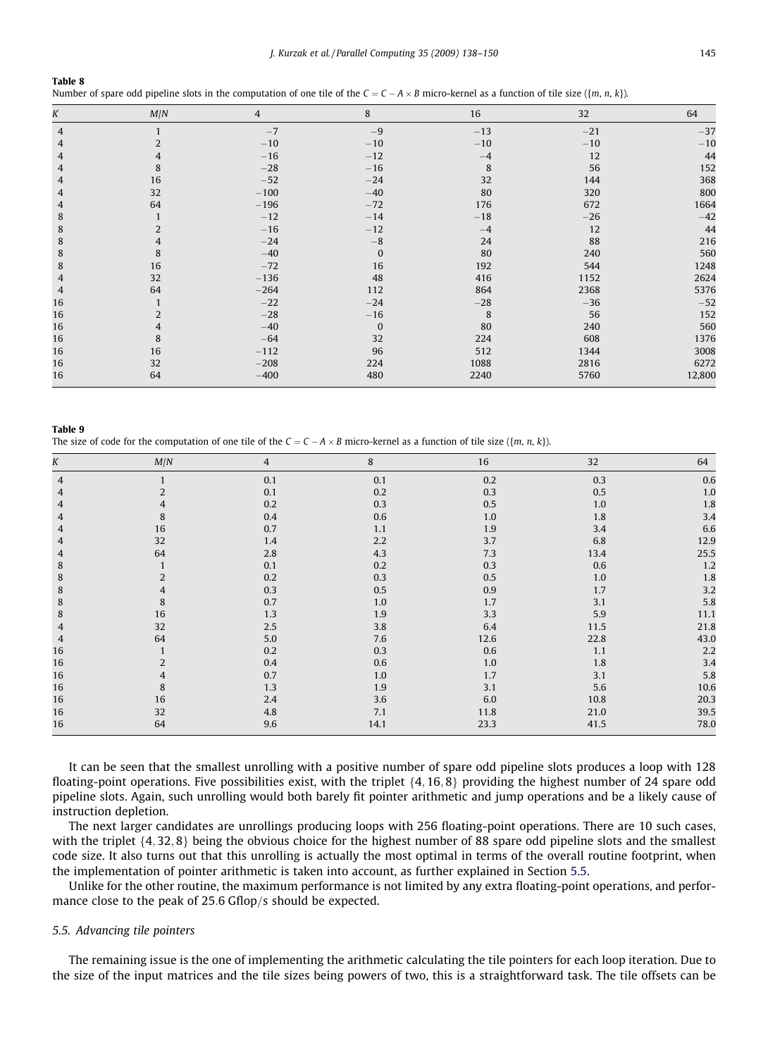**Table 8**

Number of spare odd pipeline slots in the computation of one tile of the $C = C - A \times B$ micro-kernel as a function of tile size ({$m$, $n$, $k$}).

| $K$ | $M/N$ | 4 | 8 | 16 | 32 | 64 |
|---|---|---|---|---|---|---|
| 4 | 1 | −7 | −9 | −13 | −21 | −37 |
| 4 | 2 | −10 | −10 | −10 | −10 | −10 |
| 4 | 4 | −16 | −12 | −4 | 12 | 44 |
| 4 | 8 | −28 | −16 | 8 | 56 | 152 |
| 4 | 16 | −52 | −24 | 32 | 144 | 368 |
| 4 | 32 | −100 | −40 | 80 | 320 | 800 |
| 4 | 64 | −196 | −72 | 176 | 672 | 1664 |
| 8 | 1 | −12 | −14 | −18 | −26 | −42 |
| 8 | 2 | −16 | −12 | −4 | 12 | 44 |
| 8 | 4 | −24 | −8 | 24 | 88 | 216 |
| 8 | 8 | −40 | 0 | 80 | 240 | 560 |
| 8 | 16 | −72 | 16 | 192 | 544 | 1248 |
| 4 | 32 | −136 | 48 | 416 | 1152 | 2624 |
| 4 | 64 | −264 | 112 | 864 | 2368 | 5376 |
| 16 | 1 | −22 | −24 | −28 | −36 | −52 |
| 16 | 2 | −28 | −16 | 8 | 56 | 152 |
| 16 | 4 | −40 | 0 | 80 | 240 | 560 |
| 16 | 8 | −64 | 32 | 224 | 608 | 1376 |
| 16 | 16 | −112 | 96 | 512 | 1344 | 3008 |
| 16 | 32 | −208 | 224 | 1088 | 2816 | 6272 |
| 16 | 64 | −400 | 480 | 2240 | 5760 | 12,800 |

**Table 9**

The size of code for the computation of one tile of the $C = C - A \times B$ micro-kernel as a function of tile size ({$m$, $n$, $k$}).

| $K$ | $M/N$ | 4 | 8 | 16 | 32 | 64 |
|---|---|---|---|---|---|---|
| 4 | 1 | 0.1 | 0.1 | 0.2 | 0.3 | 0.6 |
| 4 | 2 | 0.1 | 0.2 | 0.3 | 0.5 | 1.0 |
| 4 | 4 | 0.2 | 0.3 | 0.5 | 1.0 | 1.8 |
| 4 | 8 | 0.4 | 0.6 | 1.0 | 1.8 | 3.4 |
| 4 | 16 | 0.7 | 1.1 | 1.9 | 3.4 | 6.6 |
| 4 | 32 | 1.4 | 2.2 | 3.7 | 6.8 | 12.9 |
| 4 | 64 | 2.8 | 4.3 | 7.3 | 13.4 | 25.5 |
| 8 | 1 | 0.1 | 0.2 | 0.3 | 0.6 | 1.2 |
| 8 | 2 | 0.2 | 0.3 | 0.5 | 1.0 | 1.8 |
| 8 | 4 | 0.3 | 0.5 | 0.9 | 1.7 | 3.2 |
| 8 | 8 | 0.7 | 1.0 | 1.7 | 3.1 | 5.8 |
| 8 | 16 | 1.3 | 1.9 | 3.3 | 5.9 | 11.1 |
| 4 | 32 | 2.5 | 3.8 | 6.4 | 11.5 | 21.8 |
| 4 | 64 | 5.0 | 7.6 | 12.6 | 22.8 | 43.0 |
| 16 | 1 | 0.2 | 0.3 | 0.6 | 1.1 | 2.2 |
| 16 | 2 | 0.4 | 0.6 | 1.0 | 1.8 | 3.4 |
| 16 | 4 | 0.7 | 1.0 | 1.7 | 3.1 | 5.8 |
| 16 | 8 | 1.3 | 1.9 | 3.1 | 5.6 | 10.6 |
| 16 | 16 | 2.4 | 3.6 | 6.0 | 10.8 | 20.3 |
| 16 | 32 | 4.8 | 7.1 | 11.8 | 21.0 | 39.5 |
| 16 | 64 | 9.6 | 14.1 | 23.3 | 41.5 | 78.0 |

It can be seen that the smallest unrolling with a positive number of spare odd pipeline slots produces a loop with 128 floating-point operations. Five possibilities exist, with the triplet $\{4, 16, 8\}$ providing the highest number of 24 spare odd pipeline slots. Again, such unrolling would both barely fit pointer arithmetic and jump operations and be a likely cause of instruction depletion.

The next larger candidates are unrollings producing loops with 256 floating-point operations. There are 10 such cases, with the triplet $\{4, 32, 8\}$ being the obvious choice for the highest number of 88 spare odd pipeline slots and the smallest code size. It also turns out that this unrolling is actually the most optimal in terms of the overall routine footprint, when the implementation of pointer arithmetic is taken into account, as further explained in Section 5.5.

Unlike for the other routine, the maximum performance is not limited by any extra floating-point operations, and performance close to the peak of 25.6 Gflop/s should be expected.

### 5.5. Advancing tile pointers

The remaining issue is the one of implementing the arithmetic calculating the tile pointers for each loop iteration. Due to the size of the input matrices and the tile sizes being powers of two, this is a straightforward task. The tile offsets can be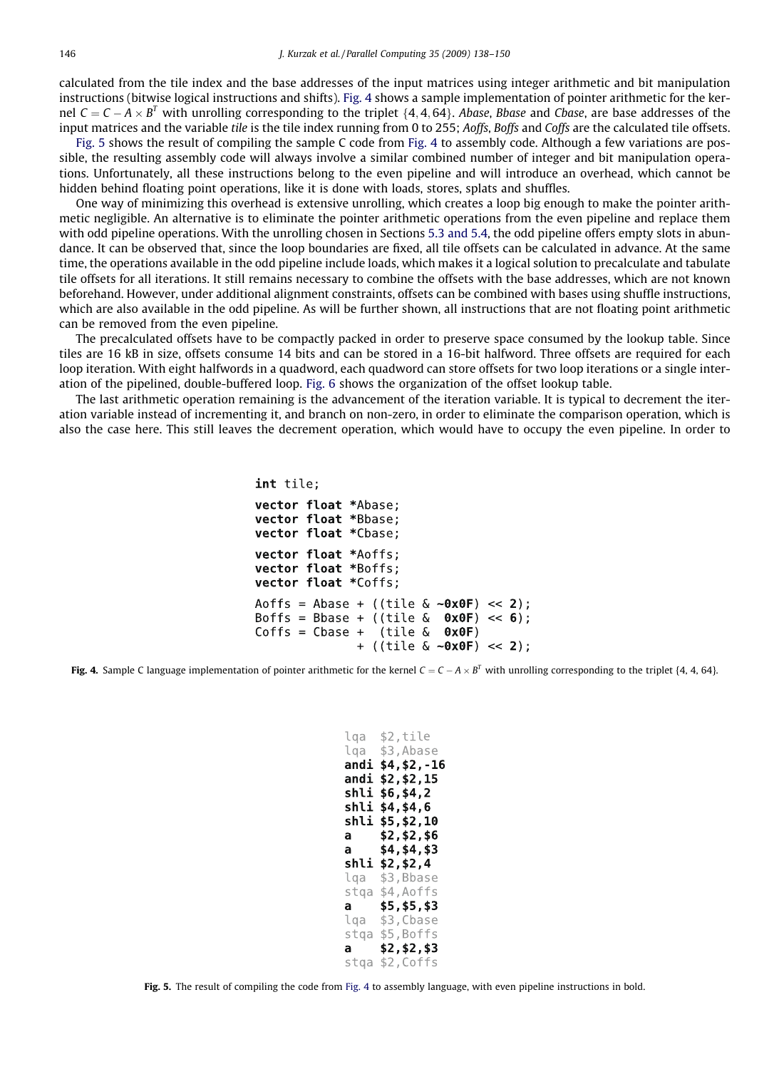calculated from the tile index and the base addresses of the input matrices using integer arithmetic and bit manipulation instructions (bitwise logical instructions and shifts). Fig. 4 shows a sample implementation of pointer arithmetic for the kernel $C = C - A \times B^T$ with unrolling corresponding to the triplet $\{4, 4, 64\}$. *Abase*, *Bbase* and *Cbase*, are base addresses of the input matrices and the variable *tile* is the tile index running from 0 to 255; *Aoffs*, *Boffs* and *Coffs* are the calculated tile offsets.

Fig. 5 shows the result of compiling the sample C code from Fig. 4 to assembly code. Although a few variations are possible, the resulting assembly code will always involve a similar combined number of integer and bit manipulation operations. Unfortunately, all these instructions belong to the even pipeline and will introduce an overhead, which cannot be hidden behind floating point operations, like it is done with loads, stores, splats and shuffles.

One way of minimizing this overhead is extensive unrolling, which creates a loop big enough to make the pointer arithmetic negligible. An alternative is to eliminate the pointer arithmetic operations from the even pipeline and replace them with odd pipeline operations. With the unrolling chosen in Sections 5.3 and 5.4, the odd pipeline offers empty slots in abundance. It can be observed that, since the loop boundaries are fixed, all tile offsets can be calculated in advance. At the same time, the operations available in the odd pipeline include loads, which makes it a logical solution to precalculate and tabulate tile offsets for all iterations. It still remains necessary to combine the offsets with the base addresses, which are not known beforehand. However, under additional alignment constraints, offsets can be combined with bases using shuffle instructions, which are also available in the odd pipeline. As will be further shown, all instructions that are not floating point arithmetic can be removed from the even pipeline.

The precalculated offsets have to be compactly packed in order to preserve space consumed by the lookup table. Since tiles are 16 kB in size, offsets consume 14 bits and can be stored in a 16-bit halfword. Three offsets are required for each loop iteration. With eight halfwords in a quadword, each quadword can store offsets for two loop iterations or a single interation of the pipelined, double-buffered loop. Fig. 6 shows the organization of the offset lookup table.

The last arithmetic operation remaining is the advancement of the iteration variable. It is typical to decrement the iteration variable instead of incrementing it, and branch on non-zero, in order to eliminate the comparison operation, which is also the case here. This still leaves the decrement operation, which would have to occupy the even pipeline. In order to

```
int tile;

vector float *Abase;
vector float *Bbase;
vector float *Cbase;

vector float *Aoffs;
vector float *Boffs;
vector float *Coffs;

Aoffs = Abase + ((tile & ~0x0F) << 2);
Boffs = Bbase + ((tile &  0x0F) << 6);
Coffs = Cbase +  (tile &  0x0F)
              + ((tile & ~0x0F) << 2);
```

**Fig. 4.** Sample C language implementation of pointer arithmetic for the kernel $C = C - A \times B^T$ with unrolling corresponding to the triplet {4, 4, 64}.

```
lqa  $2,tile
lqa  $3,Abase
andi $4,$2,-16
andi $2,$2,15
shli $6,$4,2
shli $4,$4,6
shli $5,$2,10
a    $2,$2,$6
a    $4,$4,$3
shli $2,$2,4
lqa  $3,Bbase
stqa $4,Aoffs
a    $5,$5,$3
lqa  $3,Cbase
stqa $5,Boffs
a    $2,$2,$3
stqa $2,Coffs
```

**Fig. 5.** The result of compiling the code from Fig. 4 to assembly language, with even pipeline instructions in bold.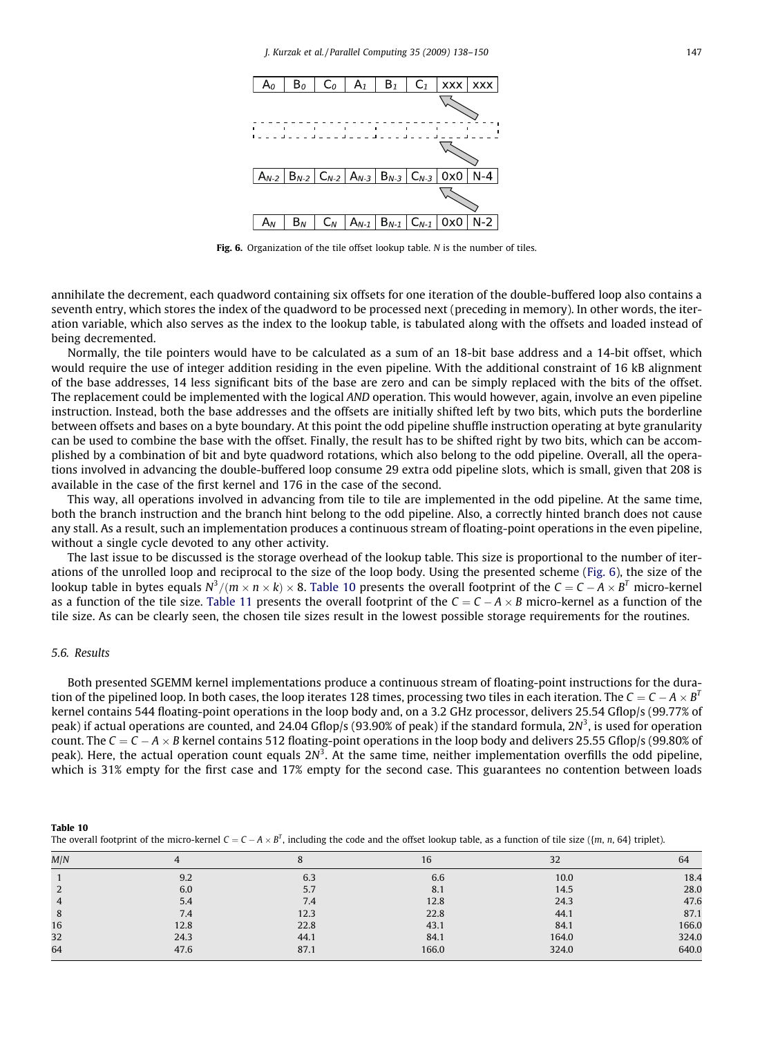| $A_0$ | $B_0$ | $C_0$ | $A_1$ | $B_1$ | $C_1$ | xxx | xxx |
|---|---|---|---|---|---|---|---|
| $A_{N-2}$ | $B_{N-2}$ | $C_{N-2}$ | $A_{N-3}$ | $B_{N-3}$ | $C_{N-3}$ | 0x0 | N-4 |
| $A_N$ | $B_N$ | $C_N$ | $A_{N-1}$ | $B_{N-1}$ | $C_{N-1}$ | 0x0 | N-2 |

**Fig. 6.** Organization of the tile offset lookup table. $N$ is the number of tiles.

annihilate the decrement, each quadword containing six offsets for one iteration of the double-buffered loop also contains a seventh entry, which stores the index of the quadword to be processed next (preceding in memory). In other words, the iteration variable, which also serves as the index to the lookup table, is tabulated along with the offsets and loaded instead of being decremented.

Normally, the tile pointers would have to be calculated as a sum of an 18-bit base address and a 14-bit offset, which would require the use of integer addition residing in the even pipeline. With the additional constraint of 16 kB alignment of the base addresses, 14 less significant bits of the base are zero and can be simply replaced with the bits of the offset. The replacement could be implemented with the logical *AND* operation. This would however, again, involve an even pipeline instruction. Instead, both the base addresses and the offsets are initially shifted left by two bits, which puts the borderline between offsets and bases on a byte boundary. At this point the odd pipeline shuffle instruction operating at byte granularity can be used to combine the base with the offset. Finally, the result has to be shifted right by two bits, which can be accomplished by a combination of bit and byte quadword rotations, which also belong to the odd pipeline. Overall, all the operations involved in advancing the double-buffered loop consume 29 extra odd pipeline slots, which is small, given that 208 is available in the case of the first kernel and 176 in the case of the second.

This way, all operations involved in advancing from tile to tile are implemented in the odd pipeline. At the same time, both the branch instruction and the branch hint belong to the odd pipeline. Also, a correctly hinted branch does not cause any stall. As a result, such an implementation produces a continuous stream of floating-point operations in the even pipeline, without a single cycle devoted to any other activity.

The last issue to be discussed is the storage overhead of the lookup table. This size is proportional to the number of iterations of the unrolled loop and reciprocal to the size of the loop body. Using the presented scheme (Fig. 6), the size of the lookup table in bytes equals $N^3/(m \times n \times k) \times 8$. Table 10 presents the overall footprint of the $C = C - A \times B^T$ micro-kernel as a function of the tile size. Table 11 presents the overall footprint of the $C = C - A \times B$ micro-kernel as a function of the tile size. As can be clearly seen, the chosen tile sizes result in the lowest possible storage requirements for the routines.

### 5.6. Results

Both presented SGEMM kernel implementations produce a continuous stream of floating-point instructions for the duration of the pipelined loop. In both cases, the loop iterates 128 times, processing two tiles in each iteration. The $C = C - A \times B^T$ kernel contains 544 floating-point operations in the loop body and, on a 3.2 GHz processor, delivers 25.54 Gflop/s (99.77% of peak) if actual operations are counted, and 24.04 Gflop/s (93.90% of peak) if the standard formula, $2N^3$, is used for operation count. The $C = C - A \times B$ kernel contains 512 floating-point operations in the loop body and delivers 25.55 Gflop/s (99.80% of peak). Here, the actual operation count equals $2N^3$. At the same time, neither implementation overfills the odd pipeline, which is 31% empty for the first case and 17% empty for the second case. This guarantees no contention between loads

**Table 10**
The overall footprint of the micro-kernel $C = C - A \times B^T$, including the code and the offset lookup table, as a function of tile size ({$m$, $n$, 64} triplet).

| $M/N$ | 4 | 8 | 16 | 32 | 64 |
|---|---|---|---|---|---|
| 1 | 9.2 | 6.3 | 6.6 | 10.0 | 18.4 |
| 2 | 6.0 | 5.7 | 8.1 | 14.5 | 28.0 |
| 4 | 5.4 | 7.4 | 12.8 | 24.3 | 47.6 |
| 8 | 7.4 | 12.3 | 22.8 | 44.1 | 87.1 |
| 16 | 12.8 | 22.8 | 43.1 | 84.1 | 166.0 |
| 32 | 24.3 | 44.1 | 84.1 | 164.0 | 324.0 |
| 64 | 47.6 | 87.1 | 166.0 | 324.0 | 640.0 |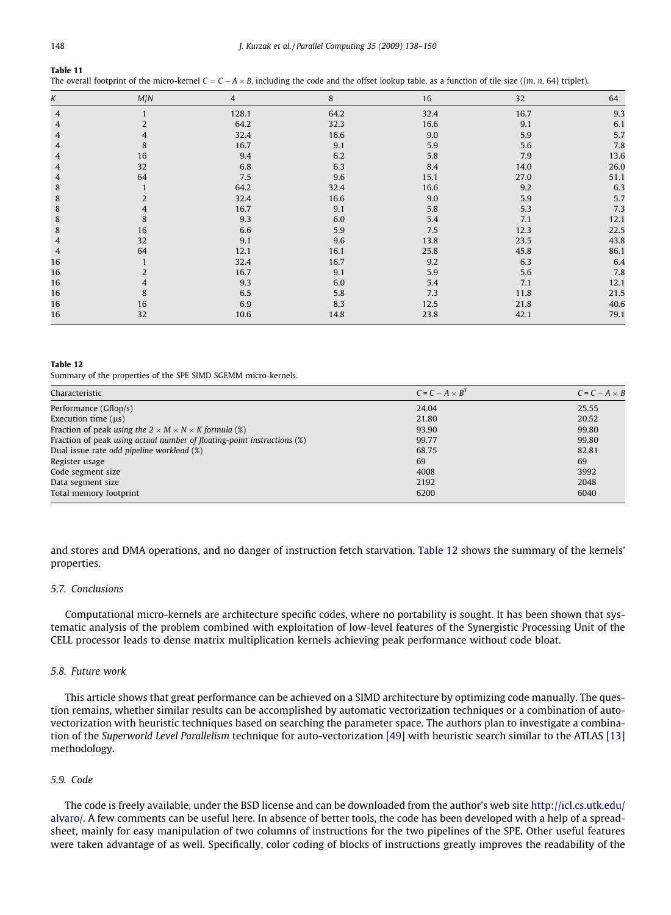**Table 11**
The overall footprint of the micro-kernel $C = C - A \times B$, including the code and the offset lookup table, as a function of tile size ({$m$, $n$, 64} triplet).

| $K$ | $M/N$ | 4 | 8 | 16 | 32 | 64 |
|---|---|---|---|---|---|---|
| 4 | 1 | 128.1 | 64.2 | 32.4 | 16.7 | 9.3 |
| 4 | 2 | 64.2 | 32.3 | 16.6 | 9.1 | 6.1 |
| 4 | 4 | 32.4 | 16.6 | 9.0 | 5.9 | 5.7 |
| 4 | 8 | 16.7 | 9.1 | 5.9 | 5.6 | 7.8 |
| 4 | 16 | 9.4 | 6.2 | 5.8 | 7.9 | 13.6 |
| 4 | 32 | 6.8 | 6.3 | 8.4 | 14.0 | 26.0 |
| 4 | 64 | 7.5 | 9.6 | 15.1 | 27.0 | 51.1 |
| 8 | 1 | 64.2 | 32.4 | 16.6 | 9.2 | 6.3 |
| 8 | 2 | 32.4 | 16.6 | 9.0 | 5.9 | 5.7 |
| 8 | 4 | 16.7 | 9.1 | 5.8 | 5.3 | 7.3 |
| 8 | 8 | 9.3 | 6.0 | 5.4 | 7.1 | 12.1 |
| 8 | 16 | 6.6 | 5.9 | 7.5 | 12.3 | 22.5 |
| 4 | 32 | 9.1 | 9.6 | 13.8 | 23.5 | 43.8 |
| 4 | 64 | 12.1 | 16.1 | 25.8 | 45.8 | 86.1 |
| 16 | 1 | 32.4 | 16.7 | 9.2 | 6.3 | 6.4 |
| 16 | 2 | 16.7 | 9.1 | 5.9 | 5.6 | 7.8 |
| 16 | 4 | 9.3 | 6.0 | 5.4 | 7.1 | 12.1 |
| 16 | 8 | 6.5 | 5.8 | 7.3 | 11.8 | 21.5 |
| 16 | 16 | 6.9 | 8.3 | 12.5 | 21.8 | 40.6 |
| 16 | 32 | 10.6 | 14.8 | 23.8 | 42.1 | 79.1 |

**Table 12**
Summary of the properties of the SPE SIMD SGEMM micro-kernels.

| Characteristic | $C = C - A \times B^T$ | $C = C - A \times B$ |
|---|---|---|
| Performance (Gflop/s) | 24.04 | 25.55 |
| Execution time (μs) | 21.80 | 20.52 |
| Fraction of peak *using the* $2 \times M \times N \times K$ *formula* (%) | 93.90 | 99.80 |
| Fraction of peak *using actual number of floating-point instructions* (%) | 99.77 | 99.80 |
| Dual issue rate *odd pipeline workload* (%) | 68.75 | 82.81 |
| Register usage | 69 | 69 |
| Code segment size | 4008 | 3992 |
| Data segment size | 2192 | 2048 |
| Total memory footprint | 6200 | 6040 |

and stores and DMA operations, and no danger of instruction fetch starvation. Table 12 shows the summary of the kernels' properties.

### 5.7. Conclusions

Computational micro-kernels are architecture specific codes, where no portability is sought. It has been shown that systematic analysis of the problem combined with exploitation of low-level features of the Synergistic Processing Unit of the CELL processor leads to dense matrix multiplication kernels achieving peak performance without code bloat.

### 5.8. Future work

This article shows that great performance can be achieved on a SIMD architecture by optimizing code manually. The question remains, whether similar results can be accomplished by automatic vectorization techniques or a combination of auto-vectorization with heuristic techniques based on searching the parameter space. The authors plan to investigate a combination of the *Superworld Level Parallelism* technique for auto-vectorization [49] with heuristic search similar to the ATLAS [13] methodology.

### 5.9. Code

The code is freely available, under the BSD license and can be downloaded from the author's web site http://icl.cs.utk.edu/alvaro/. A few comments can be useful here. In absence of better tools, the code has been developed with a help of a spreadsheet, mainly for easy manipulation of two columns of instructions for the two pipelines of the SPE. Other useful features were taken advantage of as well. Specifically, color coding of blocks of instructions greatly improves the readability of the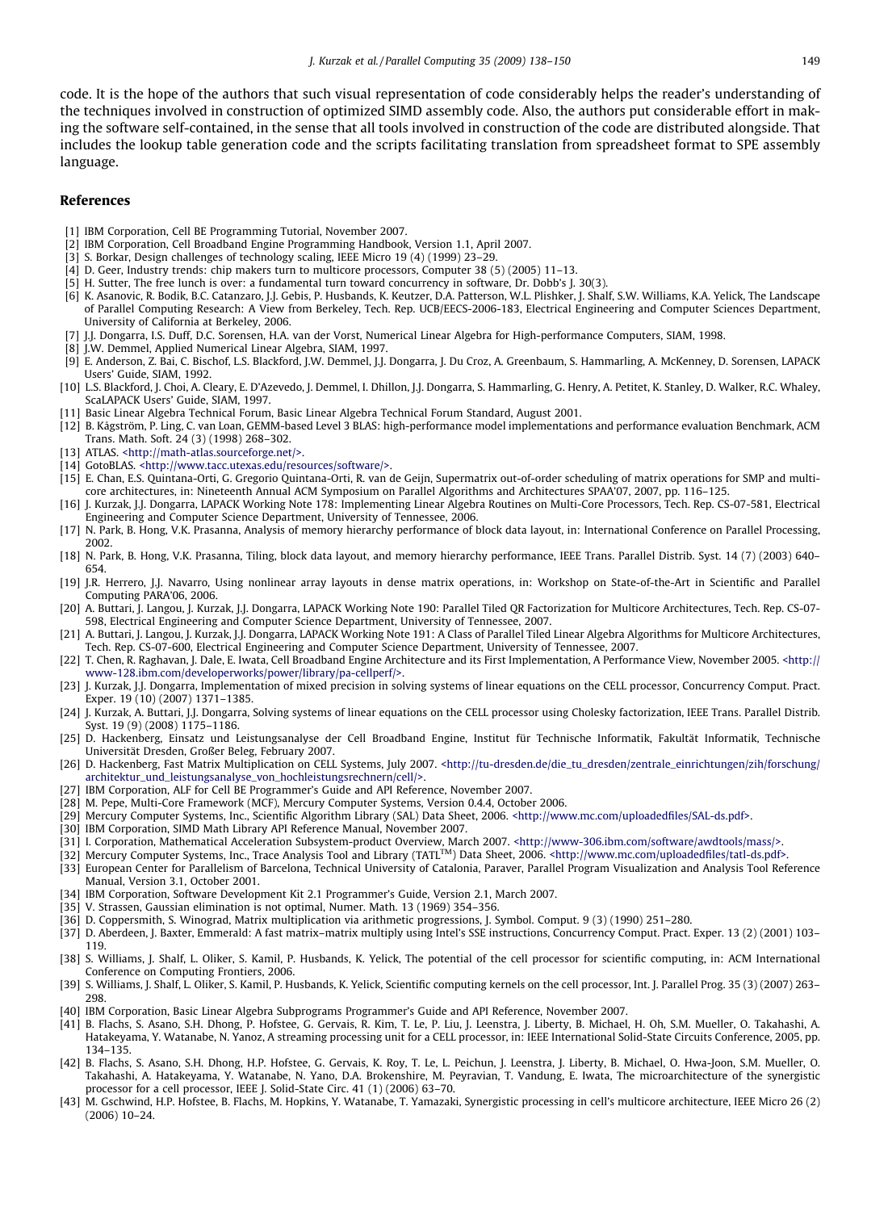code. It is the hope of the authors that such visual representation of code considerably helps the reader's understanding of the techniques involved in construction of optimized SIMD assembly code. Also, the authors put considerable effort in making the software self-contained, in the sense that all tools involved in construction of the code are distributed alongside. That includes the lookup table generation code and the scripts facilitating translation from spreadsheet format to SPE assembly language.

## References

[1] IBM Corporation, Cell BE Programming Tutorial, November 2007.
[2] IBM Corporation, Cell Broadband Engine Programming Handbook, Version 1.1, April 2007.
[3] S. Borkar, Design challenges of technology scaling, IEEE Micro 19 (4) (1999) 23–29.
[4] D. Geer, Industry trends: chip makers turn to multicore processors, Computer 38 (5) (2005) 11–13.
[5] H. Sutter, The free lunch is over: a fundamental turn toward concurrency in software, Dr. Dobb's J. 30(3).
[6] K. Asanovic, R. Bodik, B.C. Catanzaro, J.J. Gebis, P. Husbands, K. Keutzer, D.A. Patterson, W.L. Plishker, J. Shalf, S.W. Williams, K.A. Yelick, The Landscape of Parallel Computing Research: A View from Berkeley, Tech. Rep. UCB/EECS-2006-183, Electrical Engineering and Computer Sciences Department, University of California at Berkeley, 2006.
[7] J.J. Dongarra, I.S. Duff, D.C. Sorensen, H.A. van der Vorst, Numerical Linear Algebra for High-performance Computers, SIAM, 1998.
[8] J.W. Demmel, Applied Numerical Linear Algebra, SIAM, 1997.
[9] E. Anderson, Z. Bai, C. Bischof, L.S. Blackford, J.W. Demmel, J.J. Dongarra, J. Du Croz, A. Greenbaum, S. Hammarling, A. McKenney, D. Sorensen, LAPACK Users' Guide, SIAM, 1992.
[10] L.S. Blackford, J. Choi, A. Cleary, E. D'Azevedo, J. Demmel, I. Dhillon, J.J. Dongarra, S. Hammarling, G. Henry, A. Petitet, K. Stanley, D. Walker, R.C. Whaley, ScaLAPACK Users' Guide, SIAM, 1997.
[11] Basic Linear Algebra Technical Forum, Basic Linear Algebra Technical Forum Standard, August 2001.
[12] B. Kågström, P. Ling, C. van Loan, GEMM-based Level 3 BLAS: high-performance model implementations and performance evaluation Benchmark, ACM Trans. Math. Soft. 24 (3) (1998) 268–302.
[13] ATLAS. <http://math-atlas.sourceforge.net/>.
[14] GotoBLAS. <http://www.tacc.utexas.edu/resources/software/>.
[15] E. Chan, E.S. Quintana-Orti, G. Gregorio Quintana-Orti, R. van de Geijn, Supermatrix out-of-order scheduling of matrix operations for SMP and multi-core architectures, in: Nineteenth Annual ACM Symposium on Parallel Algorithms and Architectures SPAA'07, 2007, pp. 116–125.
[16] J. Kurzak, J.J. Dongarra, LAPACK Working Note 178: Implementing Linear Algebra Routines on Multi-Core Processors, Tech. Rep. CS-07-581, Electrical Engineering and Computer Science Department, University of Tennessee, 2006.
[17] N. Park, B. Hong, V.K. Prasanna, Analysis of memory hierarchy performance of block data layout, in: International Conference on Parallel Processing, 2002.
[18] N. Park, B. Hong, V.K. Prasanna, Tiling, block data layout, and memory hierarchy performance, IEEE Trans. Parallel Distrib. Syst. 14 (7) (2003) 640–654.
[19] J.R. Herrero, J.J. Navarro, Using nonlinear array layouts in dense matrix operations, in: Workshop on State-of-the-Art in Scientific and Parallel Computing PARA'06, 2006.
[20] A. Buttari, J. Langou, J. Kurzak, J.J. Dongarra, LAPACK Working Note 190: Parallel Tiled QR Factorization for Multicore Architectures, Tech. Rep. CS-07-598, Electrical Engineering and Computer Science Department, University of Tennessee, 2007.
[21] A. Buttari, J. Langou, J. Kurzak, J.J. Dongarra, LAPACK Working Note 191: A Class of Parallel Tiled Linear Algebra Algorithms for Multicore Architectures, Tech. Rep. CS-07-600, Electrical Engineering and Computer Science Department, University of Tennessee, 2007.
[22] T. Chen, R. Raghavan, J. Dale, E. Iwata, Cell Broadband Engine Architecture and its First Implementation, A Performance View, November 2005. <http://www-128.ibm.com/developerworks/power/library/pa-cellperf/>.
[23] J. Kurzak, J.J. Dongarra, Implementation of mixed precision in solving systems of linear equations on the CELL processor, Concurrency Comput. Pract. Exper. 19 (10) (2007) 1371–1385.
[24] J. Kurzak, A. Buttari, J.J. Dongarra, Solving systems of linear equations on the CELL processor using Cholesky factorization, IEEE Trans. Parallel Distrib. Syst. 19 (9) (2008) 1175–1186.
[25] D. Hackenberg, Einsatz und Leistungsanalyse der Cell Broadband Engine, Institut für Technische Informatik, Fakultät Informatik, Technische Universität Dresden, Großer Beleg, February 2007.
[26] D. Hackenberg, Fast Matrix Multiplication on CELL Systems, July 2007. <http://tu-dresden.de/die_tu_dresden/zentrale_einrichtungen/zih/forschung/architektur_und_leistungsanalyse_von_hochleistungsrechnern/cell/>.
[27] IBM Corporation, ALF for Cell BE Programmer's Guide and API Reference, November 2007.
[28] M. Pepe, Multi-Core Framework (MCF), Mercury Computer Systems, Version 0.4.4, October 2006.
[29] Mercury Computer Systems, Inc., Scientific Algorithm Library (SAL) Data Sheet, 2006. <http://www.mc.com/uploadedfiles/SAL-ds.pdf>.
[30] IBM Corporation, SIMD Math Library API Reference Manual, November 2007.
[31] I. Corporation, Mathematical Acceleration Subsystem-product Overview, March 2007. <http://www-306.ibm.com/software/awdtools/mass/>.
[32] Mercury Computer Systems, Inc., Trace Analysis Tool and Library (TATL™) Data Sheet, 2006. <http://www.mc.com/uploadedfiles/tatl-ds.pdf>.
[33] European Center for Parallelism of Barcelona, Technical University of Catalonia, Paraver, Parallel Program Visualization and Analysis Tool Reference Manual, Version 3.1, October 2001.
[34] IBM Corporation, Software Development Kit 2.1 Programmer's Guide, Version 2.1, March 2007.
[35] V. Strassen, Gaussian elimination is not optimal, Numer. Math. 13 (1969) 354–356.
[36] D. Coppersmith, S. Winograd, Matrix multiplication via arithmetic progressions, J. Symbol. Comput. 9 (3) (1990) 251–280.
[37] D. Aberdeen, J. Baxter, Emmerald: A fast matrix–matrix multiply using Intel's SSE instructions, Concurrency Comput. Pract. Exper. 13 (2) (2001) 103–119.
[38] S. Williams, J. Shalf, L. Oliker, S. Kamil, P. Husbands, K. Yelick, The potential of the cell processor for scientific computing, in: ACM International Conference on Computing Frontiers, 2006.
[39] S. Williams, J. Shalf, L. Oliker, S. Kamil, P. Husbands, K. Yelick, Scientific computing kernels on the cell processor, Int. J. Parallel Prog. 35 (3) (2007) 263–298.
[40] IBM Corporation, Basic Linear Algebra Subprograms Programmer's Guide and API Reference, November 2007.
[41] B. Flachs, S. Asano, S.H. Dhong, P. Hofstee, G. Gervais, R. Kim, T. Le, P. Liu, J. Leenstra, J. Liberty, B. Michael, H. Oh, S.M. Mueller, O. Takahashi, A. Hatakeyama, Y. Watanabe, N. Yanoz, A streaming processing unit for a CELL processor, in: IEEE International Solid-State Circuits Conference, 2005, pp. 134–135.
[42] B. Flachs, S. Asano, S.H. Dhong, H.P. Hofstee, G. Gervais, K. Roy, T. Le, L. Peichun, J. Leenstra, J. Liberty, B. Michael, O. Hwa-Joon, S.M. Mueller, O. Takahashi, A. Hatakeyama, Y. Watanabe, N. Yano, D.A. Brokenshire, M. Peyravian, T. Vandung, E. Iwata, The microarchitecture of the synergistic processor for a cell processor, IEEE J. Solid-State Circ. 41 (1) (2006) 63–70.
[43] M. Gschwind, H.P. Hofstee, B. Flachs, M. Hopkins, Y. Watanabe, T. Yamazaki, Synergistic processing in cell's multicore architecture, IEEE Micro 26 (2) (2006) 10–24.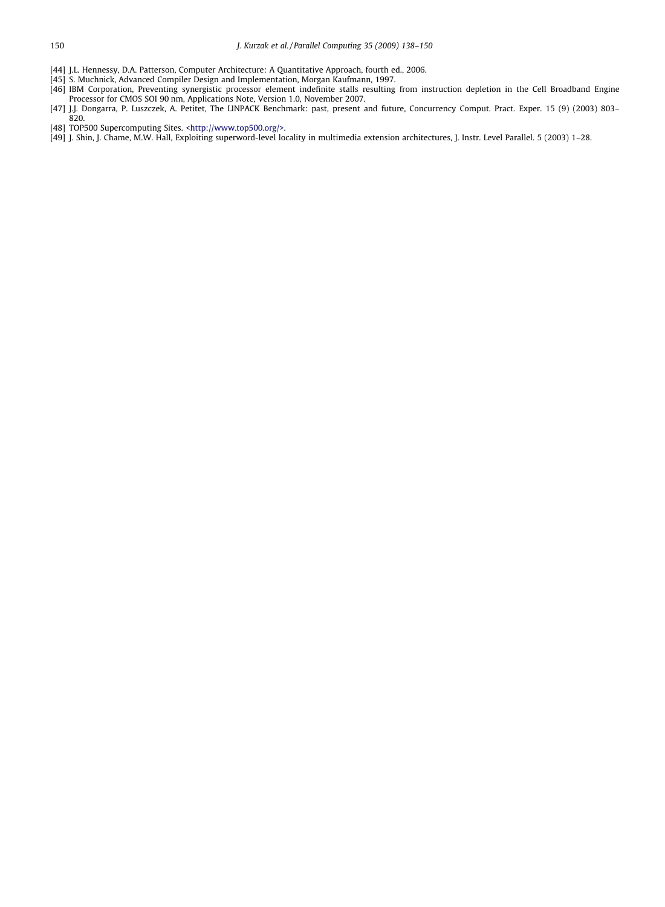[44] J.L. Hennessy, D.A. Patterson, Computer Architecture: A Quantitative Approach, fourth ed., 2006.

[45] S. Muchnick, Advanced Compiler Design and Implementation, Morgan Kaufmann, 1997.

[46] IBM Corporation, Preventing synergistic processor element indefinite stalls resulting from instruction depletion in the Cell Broadband Engine Processor for CMOS SOI 90 nm, Applications Note, Version 1.0, November 2007.

[47] J.J. Dongarra, P. Luszczek, A. Petitet, The LINPACK Benchmark: past, present and future, Concurrency Comput. Pract. Exper. 15 (9) (2003) 803–820.

[48] TOP500 Supercomputing Sites. <http://www.top500.org/>.

[49] J. Shin, J. Chame, M.W. Hall, Exploiting superword-level locality in multimedia extension architectures, J. Instr. Level Parallel. 5 (2003) 1–28.